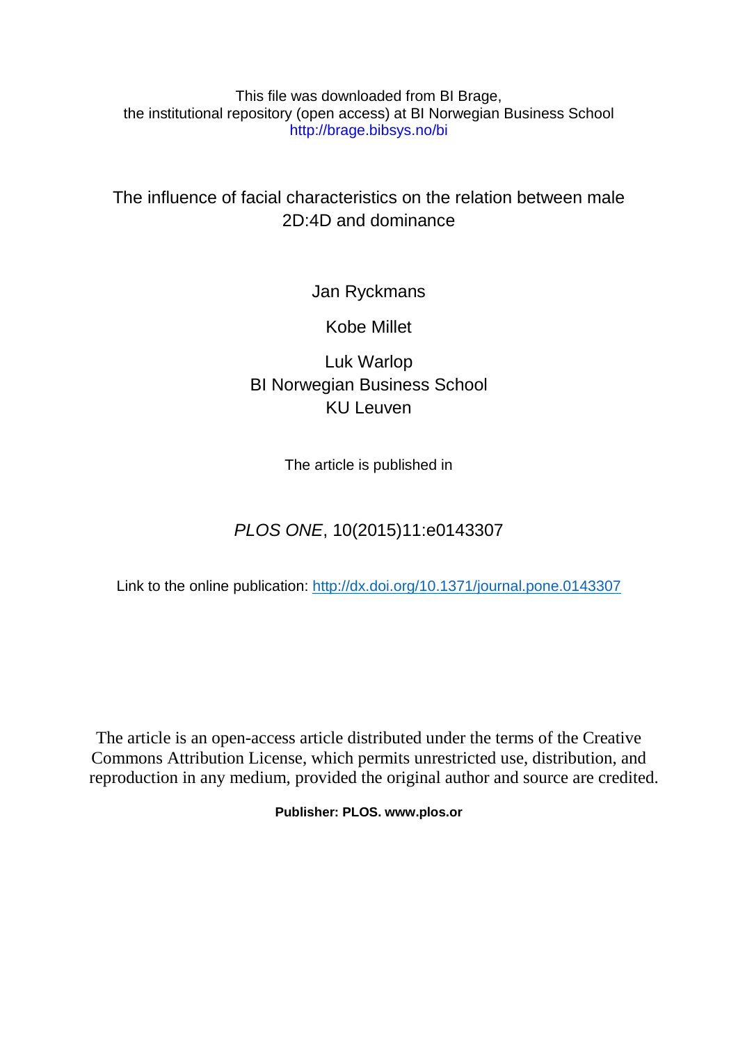This file was downloaded from BI Brage,
the institutional repository (open access) at BI Norwegian Business School
http://brage.bibsys.no/bi

# The influence of facial characteristics on the relation between male 2D:4D and dominance

Jan Ryckmans

Kobe Millet

Luk Warlop
BI Norwegian Business School
KU Leuven

The article is published in

*PLOS ONE*, 10(2015)11:e0143307

Link to the online publication: http://dx.doi.org/10.1371/journal.pone.0143307

The article is an open-access article distributed under the terms of the Creative Commons Attribution License, which permits unrestricted use, distribution, and reproduction in any medium, provided the original author and source are credited.

**Publisher: PLOS. www.plos.or**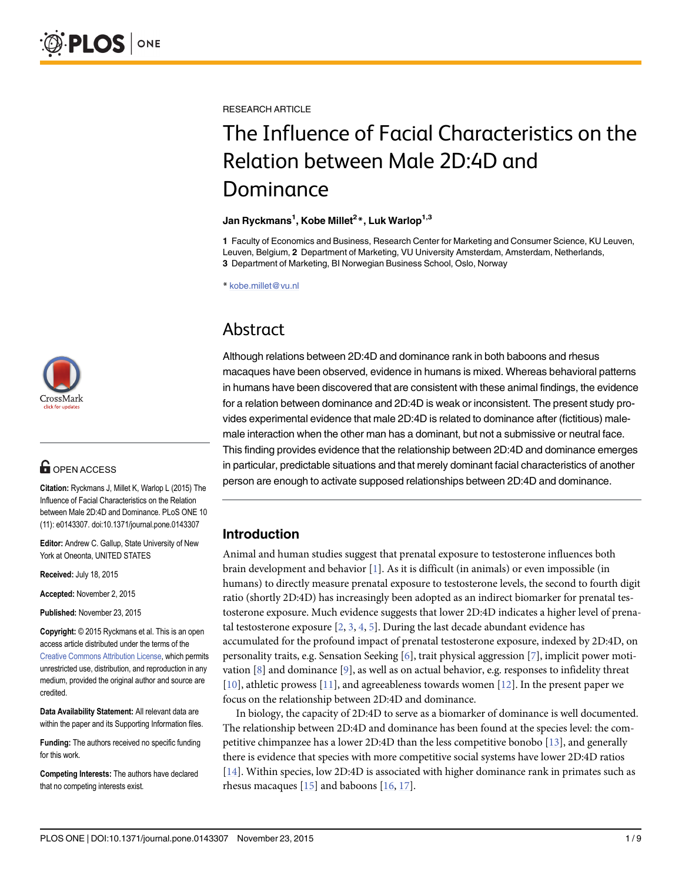RESEARCH ARTICLE

# The Influence of Facial Characteristics on the Relation between Male 2D:4D and Dominance

**Jan Ryckmans[1], Kobe Millet[2]*, Luk Warlop[1,3]**

**1** Faculty of Economics and Business, Research Center for Marketing and Consumer Science, KU Leuven, Leuven, Belgium, **2** Department of Marketing, VU University Amsterdam, Amsterdam, Netherlands, **3** Department of Marketing, BI Norwegian Business School, Oslo, Norway

* kobe.millet@vu.nl

OPEN ACCESS

**Citation:** Ryckmans J, Millet K, Warlop L (2015) The Influence of Facial Characteristics on the Relation between Male 2D:4D and Dominance. PLoS ONE 10 (11): e0143307. doi:10.1371/journal.pone.0143307

**Editor:** Andrew C. Gallup, State University of New York at Oneonta, UNITED STATES

**Received:** July 18, 2015

**Accepted:** November 2, 2015

**Published:** November 23, 2015

**Copyright:** © 2015 Ryckmans et al. This is an open access article distributed under the terms of the Creative Commons Attribution License, which permits unrestricted use, distribution, and reproduction in any medium, provided the original author and source are credited.

**Data Availability Statement:** All relevant data are within the paper and its Supporting Information files.

**Funding:** The authors received no specific funding for this work.

**Competing Interests:** The authors have declared that no competing interests exist.

## Abstract

Although relations between 2D:4D and dominance rank in both baboons and rhesus macaques have been observed, evidence in humans is mixed. Whereas behavioral patterns in humans have been discovered that are consistent with these animal findings, the evidence for a relation between dominance and 2D:4D is weak or inconsistent. The present study provides experimental evidence that male 2D:4D is related to dominance after (fictitious) male-male interaction when the other man has a dominant, but not a submissive or neutral face. This finding provides evidence that the relationship between 2D:4D and dominance emerges in particular, predictable situations and that merely dominant facial characteristics of another person are enough to activate supposed relationships between 2D:4D and dominance.

## Introduction

Animal and human studies suggest that prenatal exposure to testosterone influences both brain development and behavior [1]. As it is difficult (in animals) or even impossible (in humans) to directly measure prenatal exposure to testosterone levels, the second to fourth digit ratio (shortly 2D:4D) has increasingly been adopted as an indirect biomarker for prenatal testosterone exposure. Much evidence suggests that lower 2D:4D indicates a higher level of prenatal testosterone exposure [2, 3, 4, 5]. During the last decade abundant evidence has accumulated for the profound impact of prenatal testosterone exposure, indexed by 2D:4D, on personality traits, e.g. Sensation Seeking [6], trait physical aggression [7], implicit power motivation [8] and dominance [9], as well as on actual behavior, e.g. responses to infidelity threat [10], athletic prowess [11], and agreeableness towards women [12]. In the present paper we focus on the relationship between 2D:4D and dominance.

In biology, the capacity of 2D:4D to serve as a biomarker of dominance is well documented. The relationship between 2D:4D and dominance has been found at the species level: the competitive chimpanzee has a lower 2D:4D than the less competitive bonobo [13], and generally there is evidence that species with more competitive social systems have lower 2D:4D ratios [14]. Within species, low 2D:4D is associated with higher dominance rank in primates such as rhesus macaques [15] and baboons [16, 17].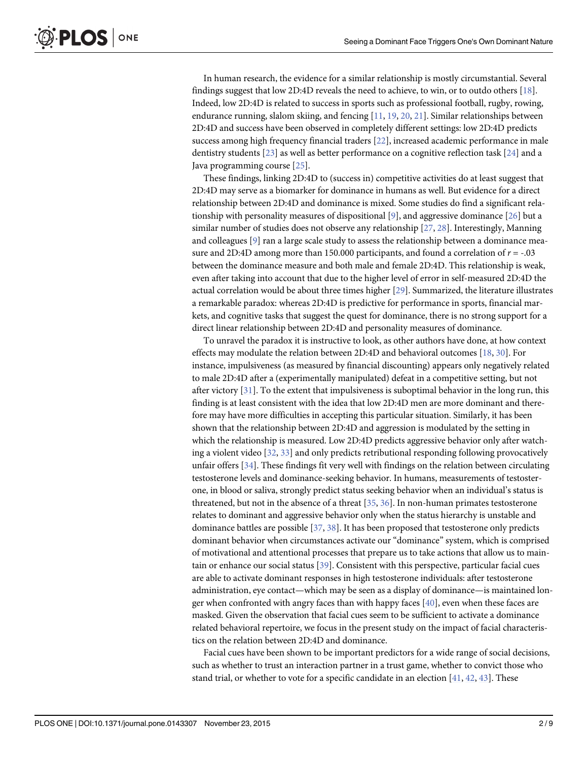In human research, the evidence for a similar relationship is mostly circumstantial. Several findings suggest that low 2D:4D reveals the need to achieve, to win, or to outdo others [18]. Indeed, low 2D:4D is related to success in sports such as professional football, rugby, rowing, endurance running, slalom skiing, and fencing [11, 19, 20, 21]. Similar relationships between 2D:4D and success have been observed in completely different settings: low 2D:4D predicts success among high frequency financial traders [22], increased academic performance in male dentistry students [23] as well as better performance on a cognitive reflection task [24] and a Java programming course [25].

These findings, linking 2D:4D to (success in) competitive activities do at least suggest that 2D:4D may serve as a biomarker for dominance in humans as well. But evidence for a direct relationship between 2D:4D and dominance is mixed. Some studies do find a significant relationship with personality measures of dispositional [9], and aggressive dominance [26] but a similar number of studies does not observe any relationship [27, 28]. Interestingly, Manning and colleagues [9] ran a large scale study to assess the relationship between a dominance measure and 2D:4D among more than 150.000 participants, and found a correlation of $r = -.03$ between the dominance measure and both male and female 2D:4D. This relationship is weak, even after taking into account that due to the higher level of error in self-measured 2D:4D the actual correlation would be about three times higher [29]. Summarized, the literature illustrates a remarkable paradox: whereas 2D:4D is predictive for performance in sports, financial markets, and cognitive tasks that suggest the quest for dominance, there is no strong support for a direct linear relationship between 2D:4D and personality measures of dominance.

To unravel the paradox it is instructive to look, as other authors have done, at how context effects may modulate the relation between 2D:4D and behavioral outcomes [18, 30]. For instance, impulsiveness (as measured by financial discounting) appears only negatively related to male 2D:4D after a (experimentally manipulated) defeat in a competitive setting, but not after victory [31]. To the extent that impulsiveness is suboptimal behavior in the long run, this finding is at least consistent with the idea that low 2D:4D men are more dominant and therefore may have more difficulties in accepting this particular situation. Similarly, it has been shown that the relationship between 2D:4D and aggression is modulated by the setting in which the relationship is measured. Low 2D:4D predicts aggressive behavior only after watching a violent video [32, 33] and only predicts retributional responding following provocatively unfair offers [34]. These findings fit very well with findings on the relation between circulating testosterone levels and dominance-seeking behavior. In humans, measurements of testosterone, in blood or saliva, strongly predict status seeking behavior when an individual's status is threatened, but not in the absence of a threat [35, 36]. In non-human primates testosterone relates to dominant and aggressive behavior only when the status hierarchy is unstable and dominance battles are possible [37, 38]. It has been proposed that testosterone only predicts dominant behavior when circumstances activate our "dominance" system, which is comprised of motivational and attentional processes that prepare us to take actions that allow us to maintain or enhance our social status [39]. Consistent with this perspective, particular facial cues are able to activate dominant responses in high testosterone individuals: after testosterone administration, eye contact—which may be seen as a display of dominance—is maintained longer when confronted with angry faces than with happy faces [40], even when these faces are masked. Given the observation that facial cues seem to be sufficient to activate a dominance related behavioral repertoire, we focus in the present study on the impact of facial characteristics on the relation between 2D:4D and dominance.

Facial cues have been shown to be important predictors for a wide range of social decisions, such as whether to trust an interaction partner in a trust game, whether to convict those who stand trial, or whether to vote for a specific candidate in an election [41, 42, 43]. These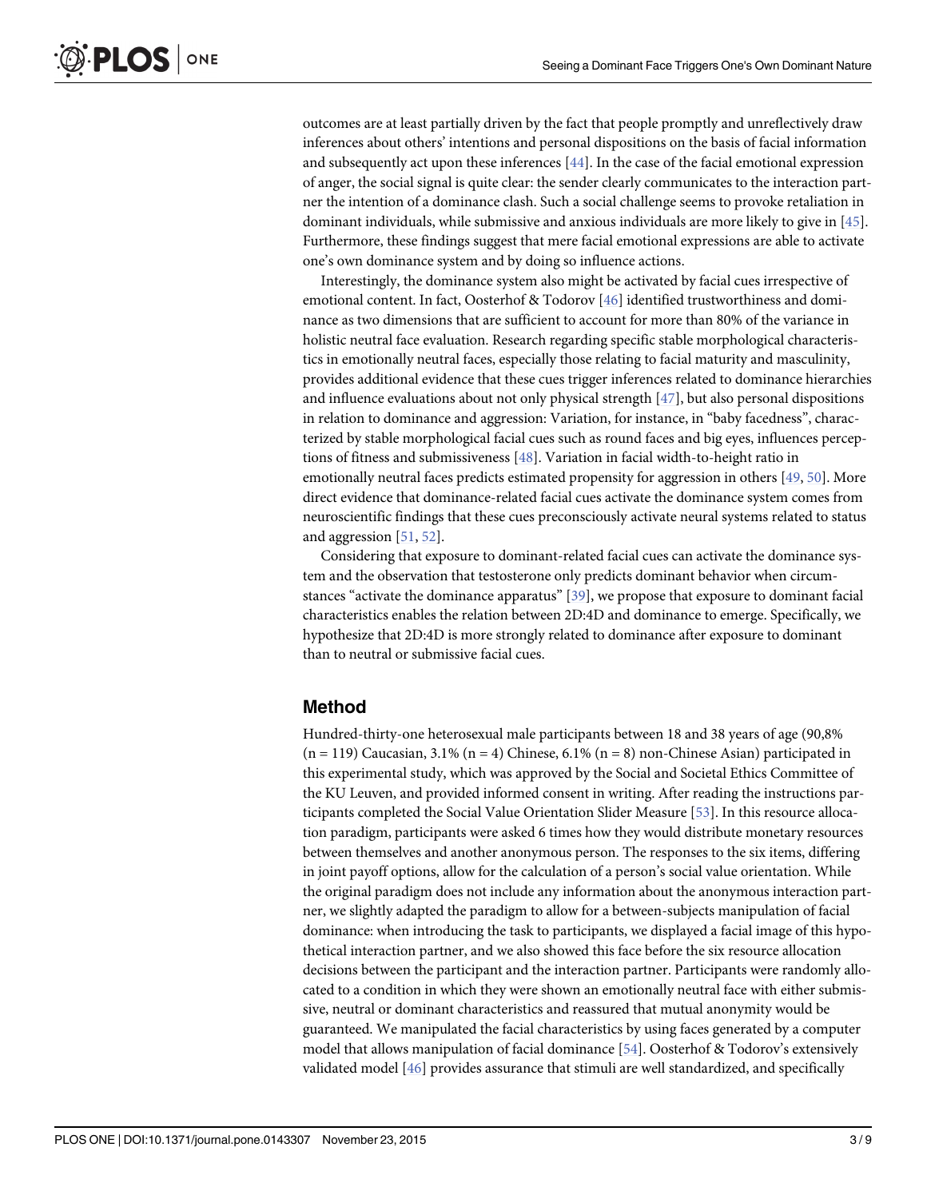outcomes are at least partially driven by the fact that people promptly and unreflectively draw inferences about others' intentions and personal dispositions on the basis of facial information and subsequently act upon these inferences [44]. In the case of the facial emotional expression of anger, the social signal is quite clear: the sender clearly communicates to the interaction partner the intention of a dominance clash. Such a social challenge seems to provoke retaliation in dominant individuals, while submissive and anxious individuals are more likely to give in [45]. Furthermore, these findings suggest that mere facial emotional expressions are able to activate one's own dominance system and by doing so influence actions.

Interestingly, the dominance system also might be activated by facial cues irrespective of emotional content. In fact, Oosterhof & Todorov [46] identified trustworthiness and dominance as two dimensions that are sufficient to account for more than 80% of the variance in holistic neutral face evaluation. Research regarding specific stable morphological characteristics in emotionally neutral faces, especially those relating to facial maturity and masculinity, provides additional evidence that these cues trigger inferences related to dominance hierarchies and influence evaluations about not only physical strength [47], but also personal dispositions in relation to dominance and aggression: Variation, for instance, in "baby facedness", characterized by stable morphological facial cues such as round faces and big eyes, influences perceptions of fitness and submissiveness [48]. Variation in facial width-to-height ratio in emotionally neutral faces predicts estimated propensity for aggression in others [49, 50]. More direct evidence that dominance-related facial cues activate the dominance system comes from neuroscientific findings that these cues preconsciously activate neural systems related to status and aggression [51, 52].

Considering that exposure to dominant-related facial cues can activate the dominance system and the observation that testosterone only predicts dominant behavior when circumstances "activate the dominance apparatus" [39], we propose that exposure to dominant facial characteristics enables the relation between 2D:4D and dominance to emerge. Specifically, we hypothesize that 2D:4D is more strongly related to dominance after exposure to dominant than to neutral or submissive facial cues.

## Method

Hundred-thirty-one heterosexual male participants between 18 and 38 years of age (90,8% (n = 119) Caucasian, 3.1% (n = 4) Chinese, 6.1% (n = 8) non-Chinese Asian) participated in this experimental study, which was approved by the Social and Societal Ethics Committee of the KU Leuven, and provided informed consent in writing. After reading the instructions participants completed the Social Value Orientation Slider Measure [53]. In this resource allocation paradigm, participants were asked 6 times how they would distribute monetary resources between themselves and another anonymous person. The responses to the six items, differing in joint payoff options, allow for the calculation of a person's social value orientation. While the original paradigm does not include any information about the anonymous interaction partner, we slightly adapted the paradigm to allow for a between-subjects manipulation of facial dominance: when introducing the task to participants, we displayed a facial image of this hypothetical interaction partner, and we also showed this face before the six resource allocation decisions between the participant and the interaction partner. Participants were randomly allocated to a condition in which they were shown an emotionally neutral face with either submissive, neutral or dominant characteristics and reassured that mutual anonymity would be guaranteed. We manipulated the facial characteristics by using faces generated by a computer model that allows manipulation of facial dominance [54]. Oosterhof & Todorov's extensively validated model [46] provides assurance that stimuli are well standardized, and specifically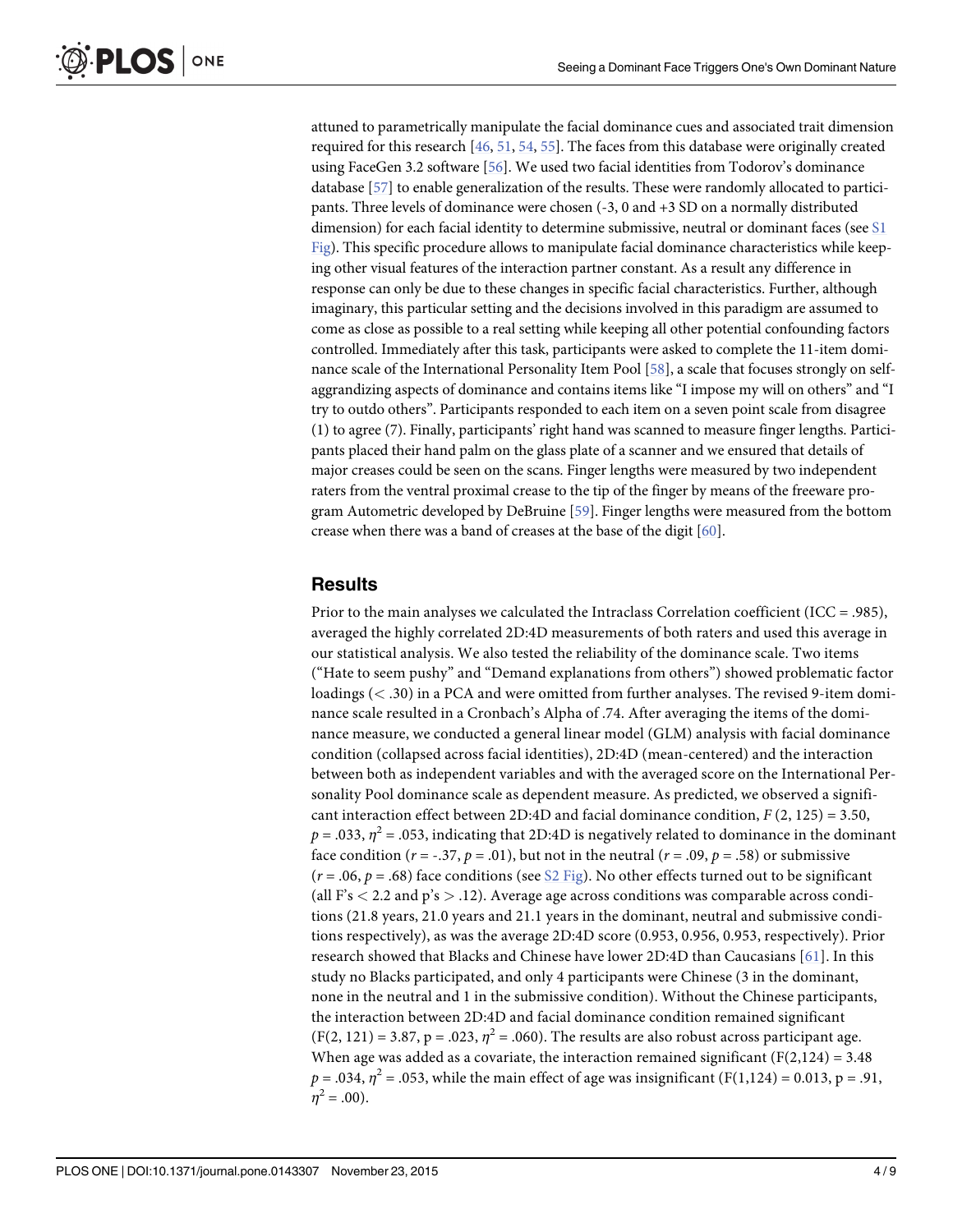attuned to parametrically manipulate the facial dominance cues and associated trait dimension required for this research [46, 51, 54, 55]. The faces from this database were originally created using FaceGen 3.2 software [56]. We used two facial identities from Todorov's dominance database [57] to enable generalization of the results. These were randomly allocated to participants. Three levels of dominance were chosen (-3, 0 and +3 SD on a normally distributed dimension) for each facial identity to determine submissive, neutral or dominant faces (see S1 Fig). This specific procedure allows to manipulate facial dominance characteristics while keeping other visual features of the interaction partner constant. As a result any difference in response can only be due to these changes in specific facial characteristics. Further, although imaginary, this particular setting and the decisions involved in this paradigm are assumed to come as close as possible to a real setting while keeping all other potential confounding factors controlled. Immediately after this task, participants were asked to complete the 11-item dominance scale of the International Personality Item Pool [58], a scale that focuses strongly on self-aggrandizing aspects of dominance and contains items like "I impose my will on others" and "I try to outdo others". Participants responded to each item on a seven point scale from disagree (1) to agree (7). Finally, participants' right hand was scanned to measure finger lengths. Participants placed their hand palm on the glass plate of a scanner and we ensured that details of major creases could be seen on the scans. Finger lengths were measured by two independent raters from the ventral proximal crease to the tip of the finger by means of the freeware program Autometric developed by DeBruine [59]. Finger lengths were measured from the bottom crease when there was a band of creases at the base of the digit [60].

## Results

Prior to the main analyses we calculated the Intraclass Correlation coefficient (ICC = .985), averaged the highly correlated 2D:4D measurements of both raters and used this average in our statistical analysis. We also tested the reliability of the dominance scale. Two items ("Hate to seem pushy" and "Demand explanations from others") showed problematic factor loadings ($< .30$) in a PCA and were omitted from further analyses. The revised 9-item dominance scale resulted in a Cronbach's Alpha of .74. After averaging the items of the dominance measure, we conducted a general linear model (GLM) analysis with facial dominance condition (collapsed across facial identities), 2D:4D (mean-centered) and the interaction between both as independent variables and with the averaged score on the International Personality Pool dominance scale as dependent measure. As predicted, we observed a significant interaction effect between 2D:4D and facial dominance condition, $F(2, 125) = 3.50$, $p = .033$, $\eta^2 = .053$, indicating that 2D:4D is negatively related to dominance in the dominant face condition ($r = -.37$, $p = .01$), but not in the neutral ($r = .09$, $p = .58$) or submissive ($r = .06$, $p = .68$) face conditions (see S2 Fig). No other effects turned out to be significant (all F's $< 2.2$ and p's $> .12$). Average age across conditions was comparable across conditions (21.8 years, 21.0 years and 21.1 years in the dominant, neutral and submissive conditions respectively), as was the average 2D:4D score (0.953, 0.956, 0.953, respectively). Prior research showed that Blacks and Chinese have lower 2D:4D than Caucasians [61]. In this study no Blacks participated, and only 4 participants were Chinese (3 in the dominant, none in the neutral and 1 in the submissive condition). Without the Chinese participants, the interaction between 2D:4D and facial dominance condition remained significant ($F(2, 121) = 3.87$, $p = .023$, $\eta^2 = .060$). The results are also robust across participant age. When age was added as a covariate, the interaction remained significant ($F(2,124) = 3.48$ $p = .034$, $\eta^2 = .053$, while the main effect of age was insignificant ($F(1,124) = 0.013$, $p = .91$, $\eta^2 = .00$).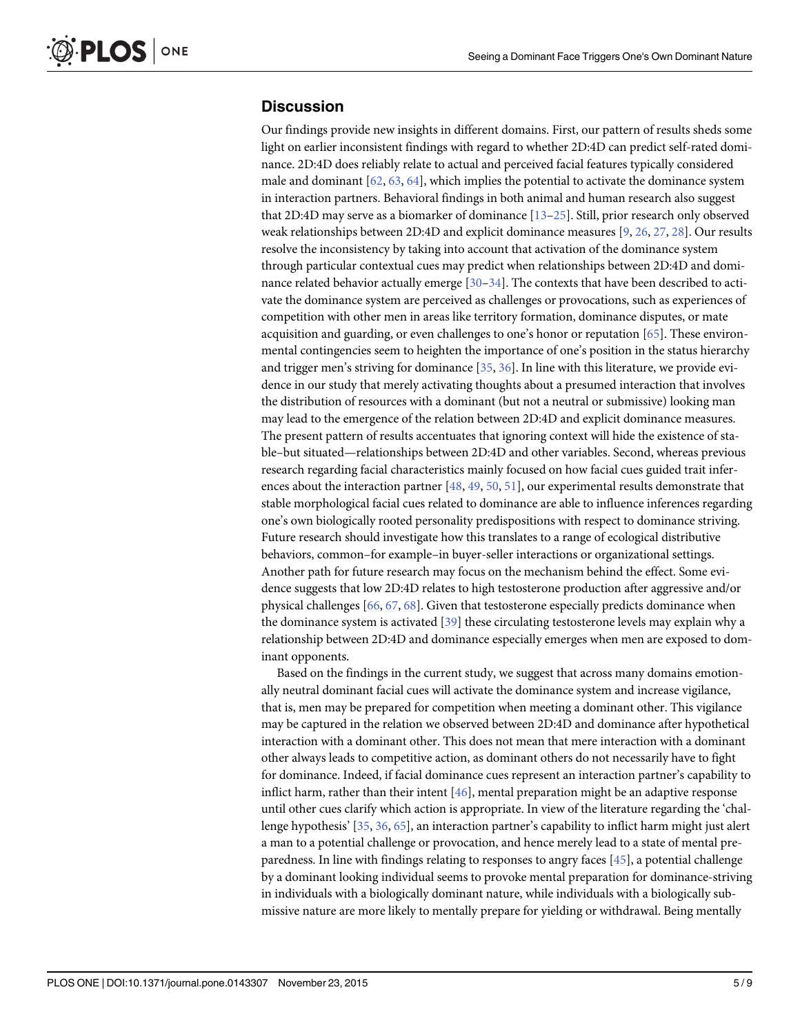## Discussion

Our findings provide new insights in different domains. First, our pattern of results sheds some light on earlier inconsistent findings with regard to whether 2D:4D can predict self-rated dominance. 2D:4D does reliably relate to actual and perceived facial features typically considered male and dominant [62, 63, 64], which implies the potential to activate the dominance system in interaction partners. Behavioral findings in both animal and human research also suggest that 2D:4D may serve as a biomarker of dominance [13–25]. Still, prior research only observed weak relationships between 2D:4D and explicit dominance measures [9, 26, 27, 28]. Our results resolve the inconsistency by taking into account that activation of the dominance system through particular contextual cues may predict when relationships between 2D:4D and dominance related behavior actually emerge [30–34]. The contexts that have been described to activate the dominance system are perceived as challenges or provocations, such as experiences of competition with other men in areas like territory formation, dominance disputes, or mate acquisition and guarding, or even challenges to one's honor or reputation [65]. These environmental contingencies seem to heighten the importance of one's position in the status hierarchy and trigger men's striving for dominance [35, 36]. In line with this literature, we provide evidence in our study that merely activating thoughts about a presumed interaction that involves the distribution of resources with a dominant (but not a neutral or submissive) looking man may lead to the emergence of the relation between 2D:4D and explicit dominance measures. The present pattern of results accentuates that ignoring context will hide the existence of stable–but situated—relationships between 2D:4D and other variables. Second, whereas previous research regarding facial characteristics mainly focused on how facial cues guided trait inferences about the interaction partner [48, 49, 50, 51], our experimental results demonstrate that stable morphological facial cues related to dominance are able to influence inferences regarding one's own biologically rooted personality predispositions with respect to dominance striving. Future research should investigate how this translates to a range of ecological distributive behaviors, common–for example–in buyer-seller interactions or organizational settings. Another path for future research may focus on the mechanism behind the effect. Some evidence suggests that low 2D:4D relates to high testosterone production after aggressive and/or physical challenges [66, 67, 68]. Given that testosterone especially predicts dominance when the dominance system is activated [39] these circulating testosterone levels may explain why a relationship between 2D:4D and dominance especially emerges when men are exposed to dominant opponents.

Based on the findings in the current study, we suggest that across many domains emotionally neutral dominant facial cues will activate the dominance system and increase vigilance, that is, men may be prepared for competition when meeting a dominant other. This vigilance may be captured in the relation we observed between 2D:4D and dominance after hypothetical interaction with a dominant other. This does not mean that mere interaction with a dominant other always leads to competitive action, as dominant others do not necessarily have to fight for dominance. Indeed, if facial dominance cues represent an interaction partner's capability to inflict harm, rather than their intent [46], mental preparation might be an adaptive response until other cues clarify which action is appropriate. In view of the literature regarding the 'challenge hypothesis' [35, 36, 65], an interaction partner's capability to inflict harm might just alert a man to a potential challenge or provocation, and hence merely lead to a state of mental preparedness. In line with findings relating to responses to angry faces [45], a potential challenge by a dominant looking individual seems to provoke mental preparation for dominance-striving in individuals with a biologically dominant nature, while individuals with a biologically submissive nature are more likely to mentally prepare for yielding or withdrawal. Being mentally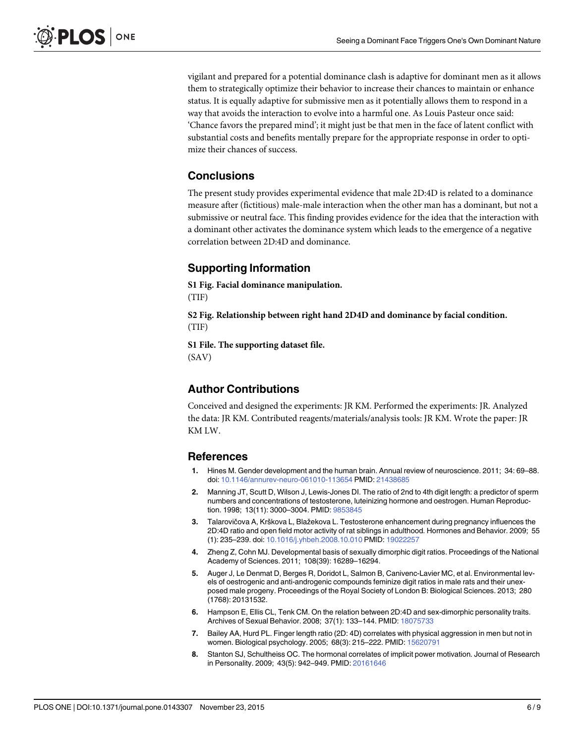vigilant and prepared for a potential dominance clash is adaptive for dominant men as it allows them to strategically optimize their behavior to increase their chances to maintain or enhance status. It is equally adaptive for submissive men as it potentially allows them to respond in a way that avoids the interaction to evolve into a harmful one. As Louis Pasteur once said: 'Chance favors the prepared mind'; it might just be that men in the face of latent conflict with substantial costs and benefits mentally prepare for the appropriate response in order to optimize their chances of success.

## Conclusions

The present study provides experimental evidence that male 2D:4D is related to a dominance measure after (fictitious) male-male interaction when the other man has a dominant, but not a submissive or neutral face. This finding provides evidence for the idea that the interaction with a dominant other activates the dominance system which leads to the emergence of a negative correlation between 2D:4D and dominance.

## Supporting Information

**S1 Fig. Facial dominance manipulation.**
(TIF)

**S2 Fig. Relationship between right hand 2D4D and dominance by facial condition.**
(TIF)

**S1 File. The supporting dataset file.**
(SAV)

## Author Contributions

Conceived and designed the experiments: JR KM. Performed the experiments: JR. Analyzed the data: JR KM. Contributed reagents/materials/analysis tools: JR KM. Wrote the paper: JR KM LW.

## References

1. Hines M. Gender development and the human brain. Annual review of neuroscience. 2011; 34: 69–88. doi: 10.1146/annurev-neuro-061010-113654 PMID: 21438685
2. Manning JT, Scutt D, Wilson J, Lewis-Jones DI. The ratio of 2nd to 4th digit length: a predictor of sperm numbers and concentrations of testosterone, luteinizing hormone and oestrogen. Human Reproduction. 1998; 13(11): 3000–3004. PMID: 9853845
3. Talarovičova A, Krškova L, Blažekova L. Testosterone enhancement during pregnancy influences the 2D:4D ratio and open field motor activity of rat siblings in adulthood. Hormones and Behavior. 2009; 55 (1): 235–239. doi: 10.1016/j.yhbeh.2008.10.010 PMID: 19022257
4. Zheng Z, Cohn MJ. Developmental basis of sexually dimorphic digit ratios. Proceedings of the National Academy of Sciences. 2011; 108(39): 16289–16294.
5. Auger J, Le Denmat D, Berges R, Doridot L, Salmon B, Canivenc-Lavier MC, et al. Environmental levels of oestrogenic and anti-androgenic compounds feminize digit ratios in male rats and their unexposed male progeny. Proceedings of the Royal Society of London B: Biological Sciences. 2013; 280 (1768): 20131532.
6. Hampson E, Ellis CL, Tenk CM. On the relation between 2D:4D and sex-dimorphic personality traits. Archives of Sexual Behavior. 2008; 37(1): 133–144. PMID: 18075733
7. Bailey AA, Hurd PL. Finger length ratio (2D: 4D) correlates with physical aggression in men but not in women. Biological psychology. 2005; 68(3): 215–222. PMID: 15620791
8. Stanton SJ, Schultheiss OC. The hormonal correlates of implicit power motivation. Journal of Research in Personality. 2009; 43(5): 942–949. PMID: 20161646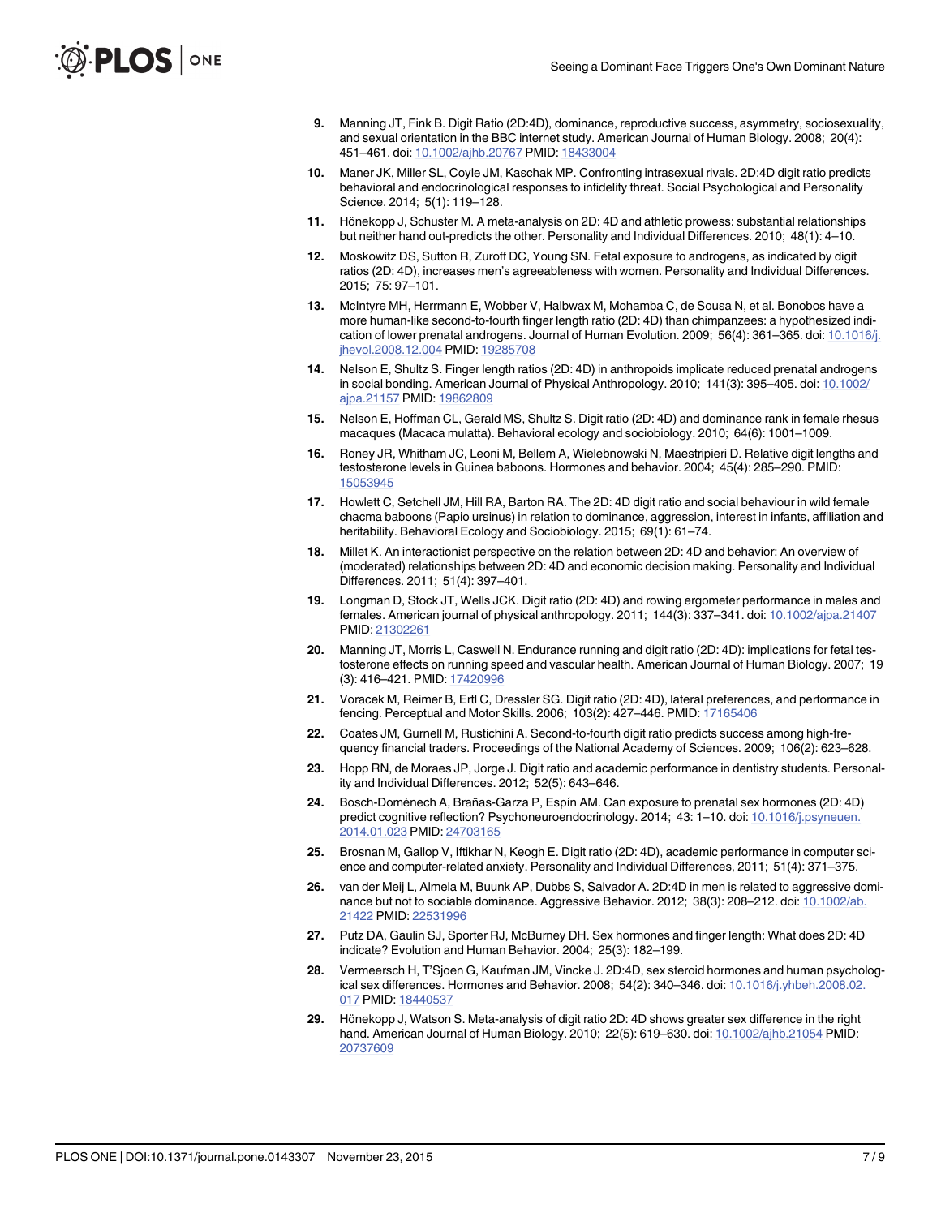9. Manning JT, Fink B. Digit Ratio (2D:4D), dominance, reproductive success, asymmetry, sociosexuality, and sexual orientation in the BBC internet study. American Journal of Human Biology. 2008; 20(4): 451–461. doi: 10.1002/ajhb.20767 PMID: 18433004

10. Maner JK, Miller SL, Coyle JM, Kaschak MP. Confronting intrasexual rivals. 2D:4D digit ratio predicts behavioral and endocrinological responses to infidelity threat. Social Psychological and Personality Science. 2014; 5(1): 119–128.

11. Hönekopp J, Schuster M. A meta-analysis on 2D: 4D and athletic prowess: substantial relationships but neither hand out-predicts the other. Personality and Individual Differences. 2010; 48(1): 4–10.

12. Moskowitz DS, Sutton R, Zuroff DC, Young SN. Fetal exposure to androgens, as indicated by digit ratios (2D: 4D), increases men's agreeableness with women. Personality and Individual Differences. 2015; 75: 97–101.

13. McIntyre MH, Herrmann E, Wobber V, Halbwax M, Mohamba C, de Sousa N, et al. Bonobos have a more human-like second-to-fourth finger length ratio (2D: 4D) than chimpanzees: a hypothesized indication of lower prenatal androgens. Journal of Human Evolution. 2009; 56(4): 361–365. doi: 10.1016/j.jhevol.2008.12.004 PMID: 19285708

14. Nelson E, Shultz S. Finger length ratios (2D: 4D) in anthropoids implicate reduced prenatal androgens in social bonding. American Journal of Physical Anthropology. 2010; 141(3): 395–405. doi: 10.1002/ajpa.21157 PMID: 19862809

15. Nelson E, Hoffman CL, Gerald MS, Shultz S. Digit ratio (2D: 4D) and dominance rank in female rhesus macaques (Macaca mulatta). Behavioral ecology and sociobiology. 2010; 64(6): 1001–1009.

16. Roney JR, Whitham JC, Leoni M, Bellem A, Wielebnowski N, Maestripieri D. Relative digit lengths and testosterone levels in Guinea baboons. Hormones and behavior. 2004; 45(4): 285–290. PMID: 15053945

17. Howlett C, Setchell JM, Hill RA, Barton RA. The 2D: 4D digit ratio and social behaviour in wild female chacma baboons (Papio ursinus) in relation to dominance, aggression, interest in infants, affiliation and heritability. Behavioral Ecology and Sociobiology. 2015; 69(1): 61–74.

18. Millet K. An interactionist perspective on the relation between 2D: 4D and behavior: An overview of (moderated) relationships between 2D: 4D and economic decision making. Personality and Individual Differences. 2011; 51(4): 397–401.

19. Longman D, Stock JT, Wells JCK. Digit ratio (2D: 4D) and rowing ergometer performance in males and females. American journal of physical anthropology. 2011; 144(3): 337–341. doi: 10.1002/ajpa.21407 PMID: 21302261

20. Manning JT, Morris L, Caswell N. Endurance running and digit ratio (2D: 4D): implications for fetal testosterone effects on running speed and vascular health. American Journal of Human Biology. 2007; 19 (3): 416–421. PMID: 17420996

21. Voracek M, Reimer B, Ertl C, Dressler SG. Digit ratio (2D: 4D), lateral preferences, and performance in fencing. Perceptual and Motor Skills. 2006; 103(2): 427–446. PMID: 17165406

22. Coates JM, Gurnell M, Rustichini A. Second-to-fourth digit ratio predicts success among high-frequency financial traders. Proceedings of the National Academy of Sciences. 2009; 106(2): 623–628.

23. Hopp RN, de Moraes JP, Jorge J. Digit ratio and academic performance in dentistry students. Personality and Individual Differences. 2012; 52(5): 643–646.

24. Bosch-Domènech A, Brañas-Garza P, Espín AM. Can exposure to prenatal sex hormones (2D: 4D) predict cognitive reflection? Psychoneuroendocrinology. 2014; 43: 1–10. doi: 10.1016/j.psyneuen.2014.01.023 PMID: 24703165

25. Brosnan M, Gallop V, Iftikhar N, Keogh E. Digit ratio (2D: 4D), academic performance in computer science and computer-related anxiety. Personality and Individual Differences, 2011; 51(4): 371–375.

26. van der Meij L, Almela M, Buunk AP, Dubbs S, Salvador A. 2D:4D in men is related to aggressive dominance but not to sociable dominance. Aggressive Behavior. 2012; 38(3): 208–212. doi: 10.1002/ab.21422 PMID: 22531996

27. Putz DA, Gaulin SJ, Sporter RJ, McBurney DH. Sex hormones and finger length: What does 2D: 4D indicate? Evolution and Human Behavior. 2004; 25(3): 182–199.

28. Vermeersch H, T'Sjoen G, Kaufman JM, Vincke J. 2D:4D, sex steroid hormones and human psychological sex differences. Hormones and Behavior. 2008; 54(2): 340–346. doi: 10.1016/j.yhbeh.2008.02.017 PMID: 18440537

29. Hönekopp J, Watson S. Meta-analysis of digit ratio 2D: 4D shows greater sex difference in the right hand. American Journal of Human Biology. 2010; 22(5): 619–630. doi: 10.1002/ajhb.21054 PMID: 20737609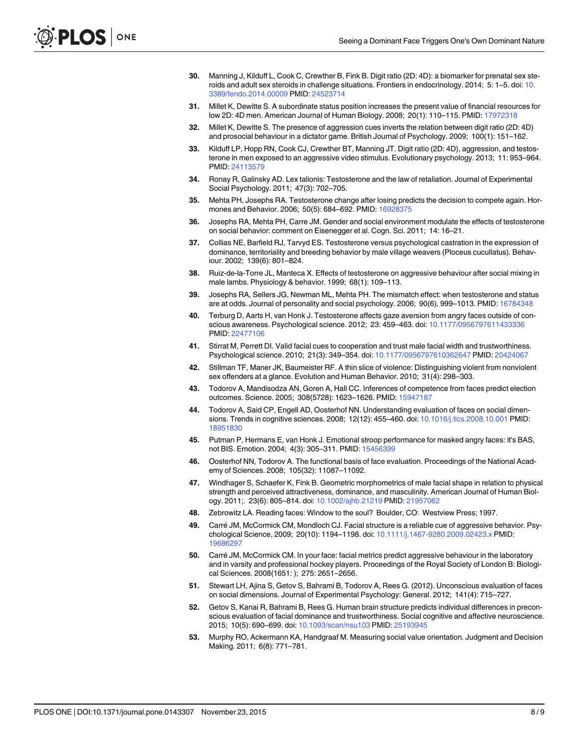30. Manning J, Kilduff L, Cook C, Crewther B, Fink B. Digit ratio (2D: 4D): a biomarker for prenatal sex steroids and adult sex steroids in challenge situations. Frontiers in endocrinology. 2014; 5: 1–5. doi: 10.3389/fendo.2014.00009 PMID: 24523714

31. Millet K, Dewitte S. A subordinate status position increases the present value of financial resources for low 2D: 4D men. American Journal of Human Biology. 2008; 20(1): 110–115. PMID: 17972318

32. Millet K, Dewitte S. The presence of aggression cues inverts the relation between digit ratio (2D: 4D) and prosocial behaviour in a dictator game. British Journal of Psychology. 2009; 100(1): 151–162.

33. Kilduff LP, Hopp RN, Cook CJ, Crewther BT, Manning JT. Digit ratio (2D: 4D), aggression, and testosterone in men exposed to an aggressive video stimulus. Evolutionary psychology. 2013; 11: 953–964. PMID: 24113579

34. Ronay R, Galinsky AD. Lex talionis: Testosterone and the law of retaliation. Journal of Experimental Social Psychology. 2011; 47(3): 702–705.

35. Mehta PH, Josephs RA. Testosterone change after losing predicts the decision to compete again. Hormones and Behavior. 2006; 50(5): 684–692. PMID: 16928375

36. Josephs RA, Mehta PH, Carre JM. Gender and social environment modulate the effects of testosterone on social behavior: comment on Eisenegger et al. Cogn. Sci. 2011; 14: 16–21.

37. Collias NE, Barfield RJ, Tarvyd ES. Testosterone versus psychological castration in the expression of dominance, territoriality and breeding behavior by male village weavers (Ploceus cucullatus). Behaviour. 2002; 139(6): 801–824.

38. Ruiz-de-la-Torre JL, Manteca X. Effects of testosterone on aggressive behaviour after social mixing in male lambs. Physiology & behavior. 1999; 68(1): 109–113.

39. Josephs RA, Sellers JG, Newman ML, Mehta PH. The mismatch effect: when testosterone and status are at odds. Journal of personality and social psychology. 2006; 90(6), 999–1013. PMID: 16784348

40. Terburg D, Aarts H, van Honk J. Testosterone affects gaze aversion from angry faces outside of conscious awareness. Psychological science. 2012; 23: 459–463. doi: 10.1177/0956797611433336 PMID: 22477106

41. Stirrat M, Perrett DI. Valid facial cues to cooperation and trust male facial width and trustworthiness. Psychological science. 2010; 21(3): 349–354. doi: 10.1177/0956797610362647 PMID: 20424067

42. Stillman TF, Maner JK, Baumeister RF. A thin slice of violence: Distinguishing violent from nonviolent sex offenders at a glance. Evolution and Human Behavior. 2010; 31(4): 298–303.

43. Todorov A, Mandisodza AN, Goren A, Hall CC. Inferences of competence from faces predict election outcomes. Science. 2005; 308(5728): 1623–1626. PMID: 15947187

44. Todorov A, Said CP, Engell AD, Oosterhof NN. Understanding evaluation of faces on social dimensions. Trends in cognitive sciences. 2008; 12(12): 455–460. doi: 10.1016/j.tics.2008.10.001 PMID: 18951830

45. Putman P, Hermans E, van Honk J. Emotional stroop performance for masked angry faces: it's BAS, not BIS. Emotion. 2004; 4(3): 305–311. PMID: 15456399

46. Oosterhof NN, Todorov A. The functional basis of face evaluation. Proceedings of the National Academy of Sciences. 2008; 105(32): 11087–11092.

47. Windhager S, Schaefer K, Fink B. Geometric morphometrics of male facial shape in relation to physical strength and perceived attractiveness, dominance, and masculinity. American Journal of Human Biology. 2011;. 23(6): 805–814. doi: 10.1002/ajhb.21219 PMID: 21957062

48. Zebrowitz LA. Reading faces: Window to the soul? Boulder, CO: Westview Press; 1997.

49. Carré JM, McCormick CM, Mondloch CJ. Facial structure is a reliable cue of aggressive behavior. Psychological Science, 2009; 20(10): 1194–1198. doi: 10.1111/j.1467-9280.2009.02423.x PMID: 19686297

50. Carré JM, McCormick CM. In your face: facial metrics predict aggressive behaviour in the laboratory and in varsity and professional hockey players. Proceedings of the Royal Society of London B: Biological Sciences. 2008(1651: ); 275: 2651–2656.

51. Stewart LH, Ajina S, Getov S, Bahrami B, Todorov A, Rees G. (2012). Unconscious evaluation of faces on social dimensions. Journal of Experimental Psychology: General. 2012; 141(4): 715–727.

52. Getov S, Kanai R, Bahrami B, Rees G. Human brain structure predicts individual differences in preconscious evaluation of facial dominance and trustworthiness. Social cognitive and affective neuroscience. 2015; 10(5): 690–699. doi: 10.1093/scan/nsu103 PMID: 25193945

53. Murphy RO, Ackermann KA, Handgraaf M. Measuring social value orientation. Judgment and Decision Making. 2011; 6(8): 771–781.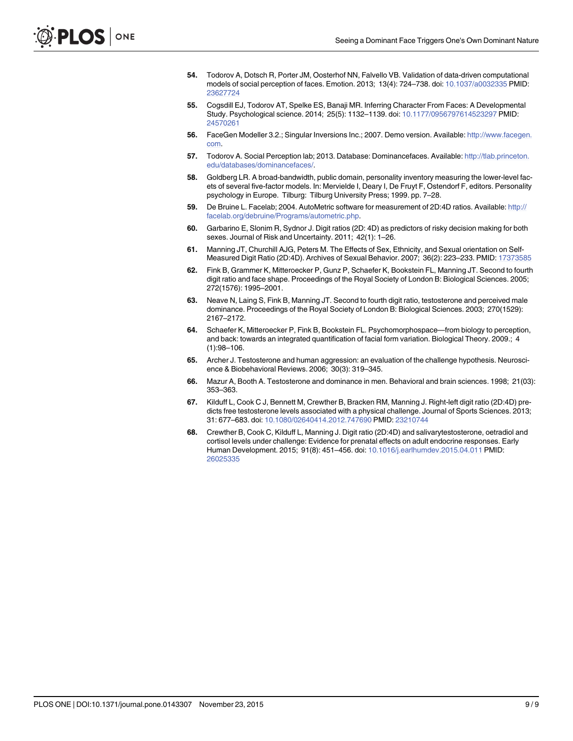54. Todorov A, Dotsch R, Porter JM, Oosterhof NN, Falvello VB. Validation of data-driven computational models of social perception of faces. Emotion. 2013; 13(4): 724–738. doi: 10.1037/a0032335 PMID: 23627724

55. Cogsdill EJ, Todorov AT, Spelke ES, Banaji MR. Inferring Character From Faces: A Developmental Study. Psychological science. 2014; 25(5): 1132–1139. doi: 10.1177/0956797614523297 PMID: 24570261

56. FaceGen Modeller 3.2.; Singular Inversions Inc.; 2007. Demo version. Available: http://www.facegen.com.

57. Todorov A. Social Perception lab; 2013. Database: Dominancefaces. Available: http://tlab.princeton.edu/databases/dominancefaces/.

58. Goldberg LR. A broad-bandwidth, public domain, personality inventory measuring the lower-level facets of several five-factor models. In: Mervielde I, Deary I, De Fruyt F, Ostendorf F, editors. Personality psychology in Europe. Tilburg: Tilburg University Press; 1999. pp. 7–28.

59. De Bruine L. Facelab; 2004. AutoMetric software for measurement of 2D:4D ratios. Available: http://facelab.org/debruine/Programs/autometric.php.

60. Garbarino E, Slonim R, Sydnor J. Digit ratios (2D: 4D) as predictors of risky decision making for both sexes. Journal of Risk and Uncertainty. 2011; 42(1): 1–26.

61. Manning JT, Churchill AJG, Peters M. The Effects of Sex, Ethnicity, and Sexual orientation on Self-Measured Digit Ratio (2D:4D). Archives of Sexual Behavior. 2007; 36(2): 223–233. PMID: 17373585

62. Fink B, Grammer K, Mitteroecker P, Gunz P, Schaefer K, Bookstein FL, Manning JT. Second to fourth digit ratio and face shape. Proceedings of the Royal Society of London B: Biological Sciences. 2005; 272(1576): 1995–2001.

63. Neave N, Laing S, Fink B, Manning JT. Second to fourth digit ratio, testosterone and perceived male dominance. Proceedings of the Royal Society of London B: Biological Sciences. 2003; 270(1529): 2167–2172.

64. Schaefer K, Mitteroecker P, Fink B, Bookstein FL. Psychomorphospace—from biology to perception, and back: towards an integrated quantification of facial form variation. Biological Theory. 2009.; 4 (1):98–106.

65. Archer J. Testosterone and human aggression: an evaluation of the challenge hypothesis. Neuroscience & Biobehavioral Reviews. 2006; 30(3): 319–345.

66. Mazur A, Booth A. Testosterone and dominance in men. Behavioral and brain sciences. 1998; 21(03): 353–363.

67. Kilduff L, Cook C J, Bennett M, Crewther B, Bracken RM, Manning J. Right-left digit ratio (2D:4D) predicts free testosterone levels associated with a physical challenge. Journal of Sports Sciences. 2013; 31: 677–683. doi: 10.1080/02640414.2012.747690 PMID: 23210744

68. Crewther B, Cook C, Kilduff L, Manning J. Digit ratio (2D:4D) and salivarytestosterone, oetradiol and cortisol levels under challenge: Evidence for prenatal effects on adult endocrine responses. Early Human Development. 2015; 91(8): 451–456. doi: 10.1016/j.earlhumdev.2015.04.011 PMID: 26025335